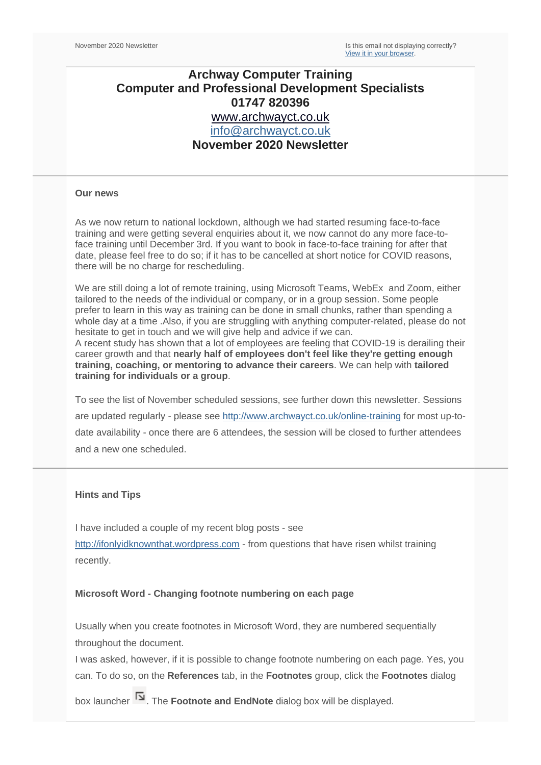November 2020 Newsletter

Is this email not displaying correctly?
[View it in your browser](#).

# Archway Computer Training
## Computer and Professional Development Specialists
## 01747 820396
## [www.archwayct.co.uk](http://www.archwayct.co.uk)
## [info@archwayct.co.uk](mailto:info@archwayct.co.uk)
## November 2020 Newsletter

### Our news

As we now return to national lockdown, although we had started resuming face-to-face training and were getting several enquiries about it, we now cannot do any more face-to-face training until December 3rd. If you want to book in face-to-face training for after that date, please feel free to do so; if it has to be cancelled at short notice for COVID reasons, there will be no charge for rescheduling.

We are still doing a lot of remote training, using Microsoft Teams, WebEx  and Zoom, either tailored to the needs of the individual or company, or in a group session. Some people prefer to learn in this way as training can be done in small chunks, rather than spending a whole day at a time .Also, if you are struggling with anything computer-related, please do not hesitate to get in touch and we will give help and advice if we can.
A recent study has shown that a lot of employees are feeling that COVID-19 is derailing their career growth and that **nearly half of employees don't feel like they're getting enough training, coaching, or mentoring to advance their careers**. We can help with **tailored training for individuals or a group**.

To see the list of November scheduled sessions, see further down this newsletter. Sessions are updated regularly - please see [http://www.archwayct.co.uk/online-training](http://www.archwayct.co.uk/online-training) for most up-to-date availability - once there are 6 attendees, the session will be closed to further attendees and a new one scheduled.

### Hints and Tips

I have included a couple of my recent blog posts - see [http://ifonlyidknownthat.wordpress.com](http://ifonlyidknownthat.wordpress.com) - from questions that have risen whilst training recently.

**Microsoft Word - Changing footnote numbering on each page**

Usually when you create footnotes in Microsoft Word, they are numbered sequentially throughout the document.
I was asked, however, if it is possible to change footnote numbering on each page. Yes, you can. To do so, on the **References** tab, in the **Footnotes** group, click the **Footnotes** dialog box launcher. The **Footnote and EndNote** dialog box will be displayed.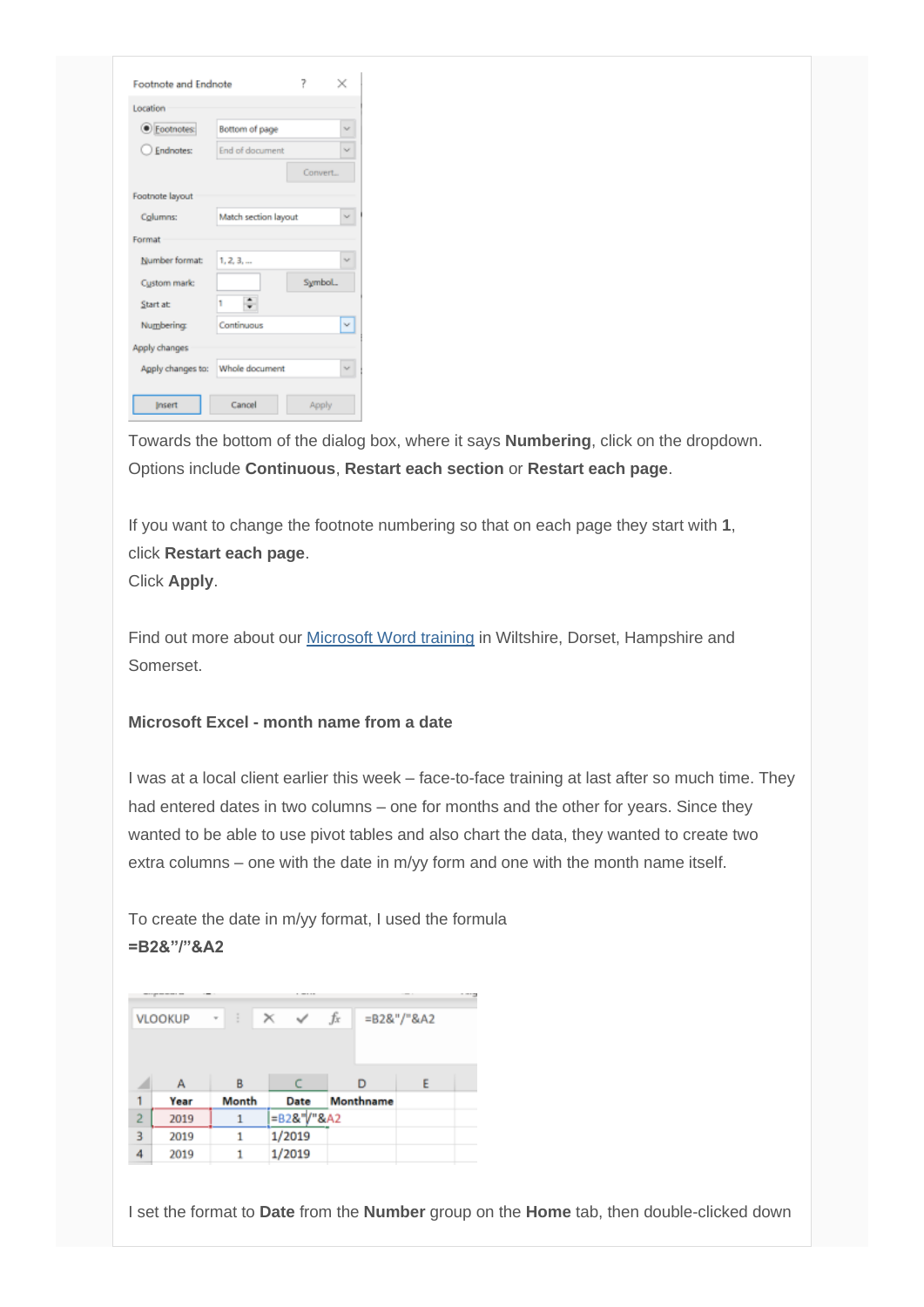Towards the bottom of the dialog box, where it says **Numbering**, click on the dropdown. Options include **Continuous**, **Restart each section** or **Restart each page**.

If you want to change the footnote numbering so that on each page they start with **1**, click **Restart each page**.
Click **Apply**.

Find out more about our Microsoft Word training in Wiltshire, Dorset, Hampshire and Somerset.

**Microsoft Excel - month name from a date**

I was at a local client earlier this week – face-to-face training at last after so much time. They had entered dates in two columns – one for months and the other for years. Since they wanted to be able to use pivot tables and also chart the data, they wanted to create two extra columns – one with the date in m/yy form and one with the month name itself.

To create the date in m/yy format, I used the formula
**=B2&"/"&A2**

I set the format to **Date** from the **Number** group on the **Home** tab, then double-clicked down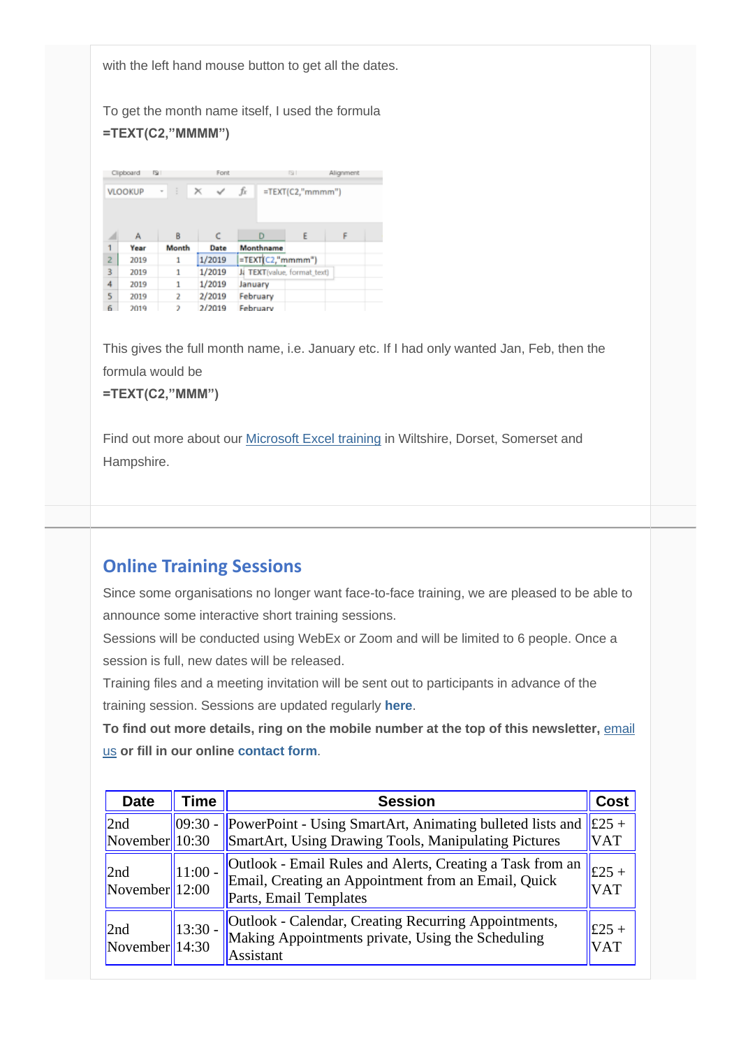with the left hand mouse button to get all the dates.

To get the month name itself, I used the formula

**=TEXT(C2,"MMMM")**

This gives the full month name, i.e. January etc. If I had only wanted Jan, Feb, then the formula would be

**=TEXT(C2,"MMM")**

Find out more about our Microsoft Excel training in Wiltshire, Dorset, Somerset and Hampshire.

## Online Training Sessions

Since some organisations no longer want face-to-face training, we are pleased to be able to announce some interactive short training sessions.

Sessions will be conducted using WebEx or Zoom and will be limited to 6 people. Once a session is full, new dates will be released.

Training files and a meeting invitation will be sent out to participants in advance of the training session. Sessions are updated regularly **here**.

**To find out more details, ring on the mobile number at the top of this newsletter, email us or fill in our online contact form**.

| Date | Time | Session | Cost |
|---|---|---|---|
| 2nd November | 09:30 - 10:30 | PowerPoint - Using SmartArt, Animating bulleted lists and SmartArt, Using Drawing Tools, Manipulating Pictures | £25 + VAT |
| 2nd November | 11:00 - 12:00 | Outlook - Email Rules and Alerts, Creating a Task from an Email, Creating an Appointment from an Email, Quick Parts, Email Templates | £25 + VAT |
| 2nd November | 13:30 - 14:30 | Outlook - Calendar, Creating Recurring Appointments, Making Appointments private, Using the Scheduling Assistant | £25 + VAT |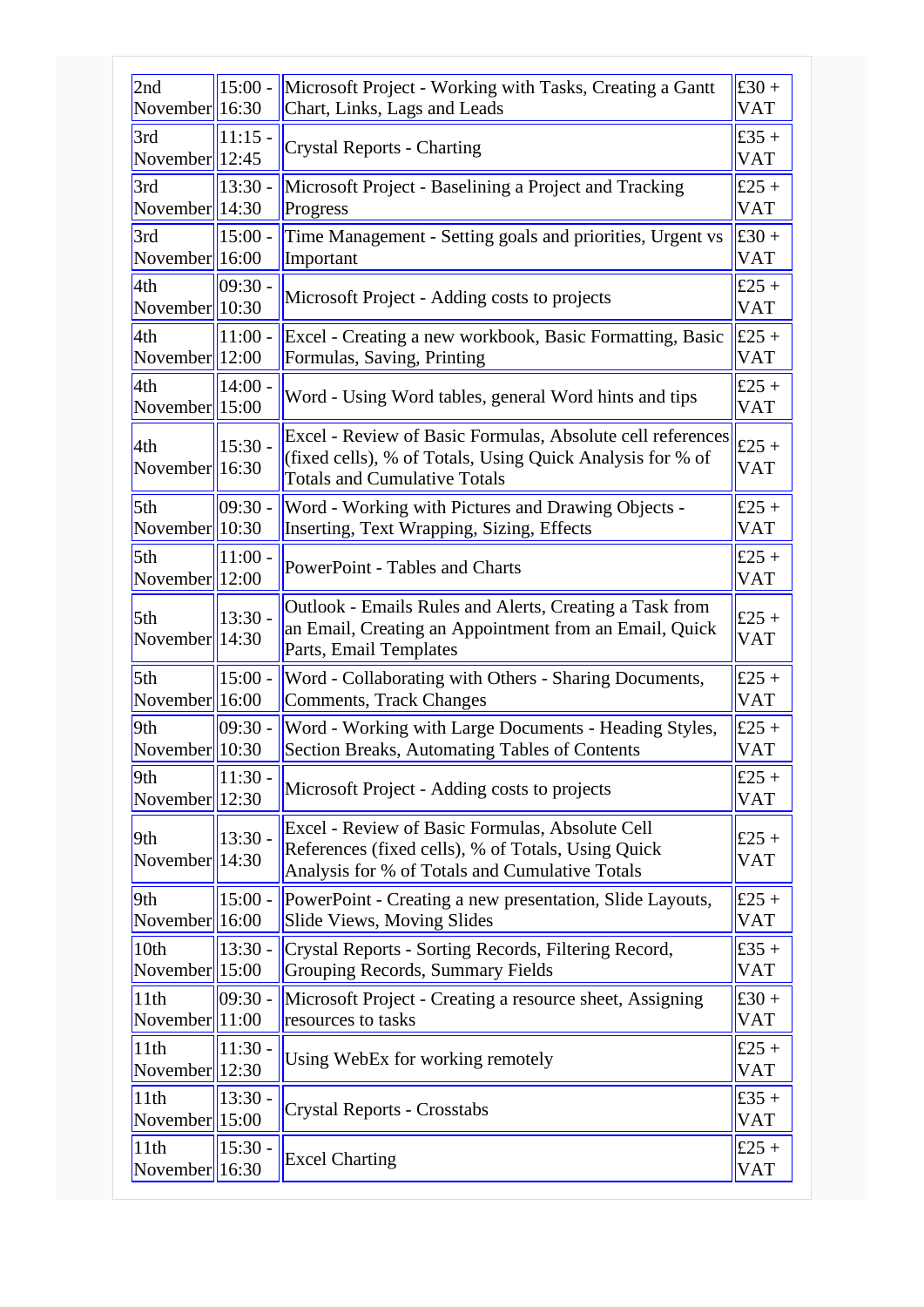| | | | |
|---|---|---|---|
| 2nd November | 15:00 - 16:30 | Microsoft Project - Working with Tasks, Creating a Gantt Chart, Links, Lags and Leads | £30 + VAT |
| 3rd November | 11:15 - 12:45 | Crystal Reports - Charting | £35 + VAT |
| 3rd November | 13:30 - 14:30 | Microsoft Project - Baselining a Project and Tracking Progress | £25 + VAT |
| 3rd November | 15:00 - 16:00 | Time Management - Setting goals and priorities, Urgent vs Important | £30 + VAT |
| 4th November | 09:30 - 10:30 | Microsoft Project - Adding costs to projects | £25 + VAT |
| 4th November | 11:00 - 12:00 | Excel - Creating a new workbook, Basic Formatting, Basic Formulas, Saving, Printing | £25 + VAT |
| 4th November | 14:00 - 15:00 | Word - Using Word tables, general Word hints and tips | £25 + VAT |
| 4th November | 15:30 - 16:30 | Excel - Review of Basic Formulas, Absolute cell references (fixed cells), % of Totals, Using Quick Analysis for % of Totals and Cumulative Totals | £25 + VAT |
| 5th November | 09:30 - 10:30 | Word - Working with Pictures and Drawing Objects - Inserting, Text Wrapping, Sizing, Effects | £25 + VAT |
| 5th November | 11:00 - 12:00 | PowerPoint - Tables and Charts | £25 + VAT |
| 5th November | 13:30 - 14:30 | Outlook - Emails Rules and Alerts, Creating a Task from an Email, Creating an Appointment from an Email, Quick Parts, Email Templates | £25 + VAT |
| 5th November | 15:00 - 16:00 | Word - Collaborating with Others - Sharing Documents, Comments, Track Changes | £25 + VAT |
| 9th November | 09:30 - 10:30 | Word - Working with Large Documents - Heading Styles, Section Breaks, Automating Tables of Contents | £25 + VAT |
| 9th November | 11:30 - 12:30 | Microsoft Project - Adding costs to projects | £25 + VAT |
| 9th November | 13:30 - 14:30 | Excel - Review of Basic Formulas, Absolute Cell References (fixed cells), % of Totals, Using Quick Analysis for % of Totals and Cumulative Totals | £25 + VAT |
| 9th November | 15:00 - 16:00 | PowerPoint - Creating a new presentation, Slide Layouts, Slide Views, Moving Slides | £25 + VAT |
| 10th November | 13:30 - 15:00 | Crystal Reports - Sorting Records, Filtering Record, Grouping Records, Summary Fields | £35 + VAT |
| 11th November | 09:30 - 11:00 | Microsoft Project - Creating a resource sheet, Assigning resources to tasks | £30 + VAT |
| 11th November | 11:30 - 12:30 | Using WebEx for working remotely | £25 + VAT |
| 11th November | 13:30 - 15:00 | Crystal Reports - Crosstabs | £35 + VAT |
| 11th November | 15:30 - 16:30 | Excel Charting | £25 + VAT |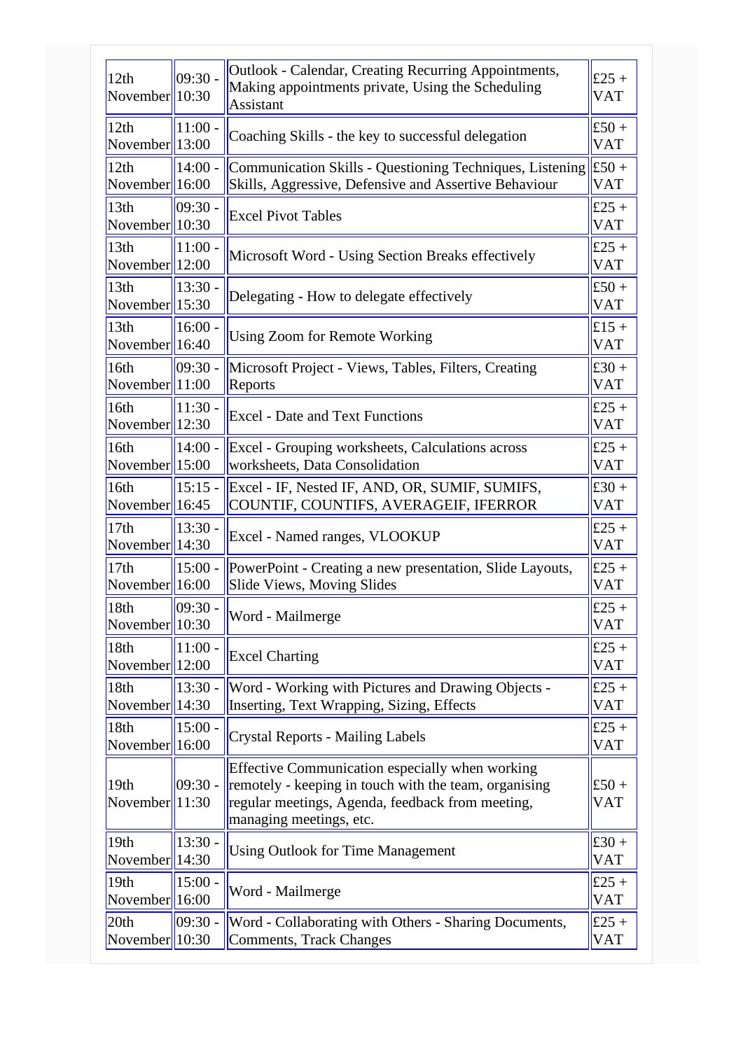| 12th November | 09:30 - 10:30 | Outlook - Calendar, Creating Recurring Appointments, Making appointments private, Using the Scheduling Assistant | £25 + VAT |
|---|---|---|---|
| 12th November | 11:00 - 13:00 | Coaching Skills - the key to successful delegation | £50 + VAT |
| 12th November | 14:00 - 16:00 | Communication Skills - Questioning Techniques, Listening Skills, Aggressive, Defensive and Assertive Behaviour | £50 + VAT |
| 13th November | 09:30 - 10:30 | Excel Pivot Tables | £25 + VAT |
| 13th November | 11:00 - 12:00 | Microsoft Word - Using Section Breaks effectively | £25 + VAT |
| 13th November | 13:30 - 15:30 | Delegating - How to delegate effectively | £50 + VAT |
| 13th November | 16:00 - 16:40 | Using Zoom for Remote Working | £15 + VAT |
| 16th November | 09:30 - 11:00 | Microsoft Project - Views, Tables, Filters, Creating Reports | £30 + VAT |
| 16th November | 11:30 - 12:30 | Excel - Date and Text Functions | £25 + VAT |
| 16th November | 14:00 - 15:00 | Excel - Grouping worksheets, Calculations across worksheets, Data Consolidation | £25 + VAT |
| 16th November | 15:15 - 16:45 | Excel - IF, Nested IF, AND, OR, SUMIF, SUMIFS, COUNTIF, COUNTIFS, AVERAGEIF, IFERROR | £30 + VAT |
| 17th November | 13:30 - 14:30 | Excel - Named ranges, VLOOKUP | £25 + VAT |
| 17th November | 15:00 - 16:00 | PowerPoint - Creating a new presentation, Slide Layouts, Slide Views, Moving Slides | £25 + VAT |
| 18th November | 09:30 - 10:30 | Word - Mailmerge | £25 + VAT |
| 18th November | 11:00 - 12:00 | Excel Charting | £25 + VAT |
| 18th November | 13:30 - 14:30 | Word - Working with Pictures and Drawing Objects - Inserting, Text Wrapping, Sizing, Effects | £25 + VAT |
| 18th November | 15:00 - 16:00 | Crystal Reports - Mailing Labels | £25 + VAT |
| 19th November | 09:30 - 11:30 | Effective Communication especially when working remotely - keeping in touch with the team, organising regular meetings, Agenda, feedback from meeting, managing meetings, etc. | £50 + VAT |
| 19th November | 13:30 - 14:30 | Using Outlook for Time Management | £30 + VAT |
| 19th November | 15:00 - 16:00 | Word - Mailmerge | £25 + VAT |
| 20th November | 09:30 - 10:30 | Word - Collaborating with Others - Sharing Documents, Comments, Track Changes | £25 + VAT |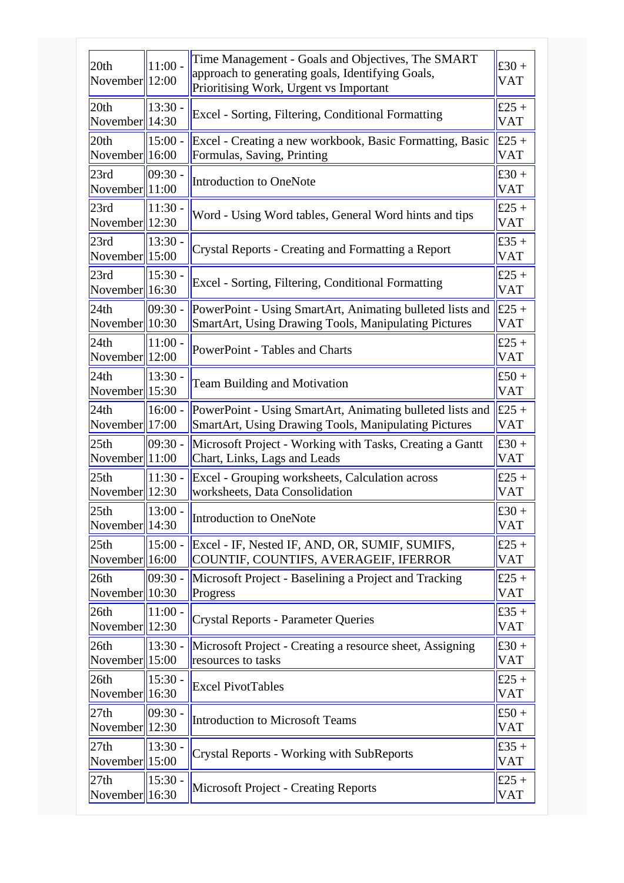| | | | |
|---|---|---|---|
| 20th November | 11:00 - 12:00 | Time Management - Goals and Objectives, The SMART approach to generating goals, Identifying Goals, Prioritising Work, Urgent vs Important | £30 + VAT |
| 20th November | 13:30 - 14:30 | Excel - Sorting, Filtering, Conditional Formatting | £25 + VAT |
| 20th November | 15:00 - 16:00 | Excel - Creating a new workbook, Basic Formatting, Basic Formulas, Saving, Printing | £25 + VAT |
| 23rd November | 09:30 - 11:00 | Introduction to OneNote | £30 + VAT |
| 23rd November | 11:30 - 12:30 | Word - Using Word tables, General Word hints and tips | £25 + VAT |
| 23rd November | 13:30 - 15:00 | Crystal Reports - Creating and Formatting a Report | £35 + VAT |
| 23rd November | 15:30 - 16:30 | Excel - Sorting, Filtering, Conditional Formatting | £25 + VAT |
| 24th November | 09:30 - 10:30 | PowerPoint - Using SmartArt, Animating bulleted lists and SmartArt, Using Drawing Tools, Manipulating Pictures | £25 + VAT |
| 24th November | 11:00 - 12:00 | PowerPoint - Tables and Charts | £25 + VAT |
| 24th November | 13:30 - 15:30 | Team Building and Motivation | £50 + VAT |
| 24th November | 16:00 - 17:00 | PowerPoint - Using SmartArt, Animating bulleted lists and SmartArt, Using Drawing Tools, Manipulating Pictures | £25 + VAT |
| 25th November | 09:30 - 11:00 | Microsoft Project - Working with Tasks, Creating a Gantt Chart, Links, Lags and Leads | £30 + VAT |
| 25th November | 11:30 - 12:30 | Excel - Grouping worksheets, Calculation across worksheets, Data Consolidation | £25 + VAT |
| 25th November | 13:00 - 14:30 | Introduction to OneNote | £30 + VAT |
| 25th November | 15:00 - 16:00 | Excel - IF, Nested IF, AND, OR, SUMIF, SUMIFS, COUNTIF, COUNTIFS, AVERAGEIF, IFERROR | £25 + VAT |
| 26th November | 09:30 - 10:30 | Microsoft Project - Baselining a Project and Tracking Progress | £25 + VAT |
| 26th November | 11:00 - 12:30 | Crystal Reports - Parameter Queries | £35 + VAT |
| 26th November | 13:30 - 15:00 | Microsoft Project - Creating a resource sheet, Assigning resources to tasks | £30 + VAT |
| 26th November | 15:30 - 16:30 | Excel PivotTables | £25 + VAT |
| 27th November | 09:30 - 12:30 | Introduction to Microsoft Teams | £50 + VAT |
| 27th November | 13:30 - 15:00 | Crystal Reports - Working with SubReports | £35 + VAT |
| 27th November | 15:30 - 16:30 | Microsoft Project - Creating Reports | £25 + VAT |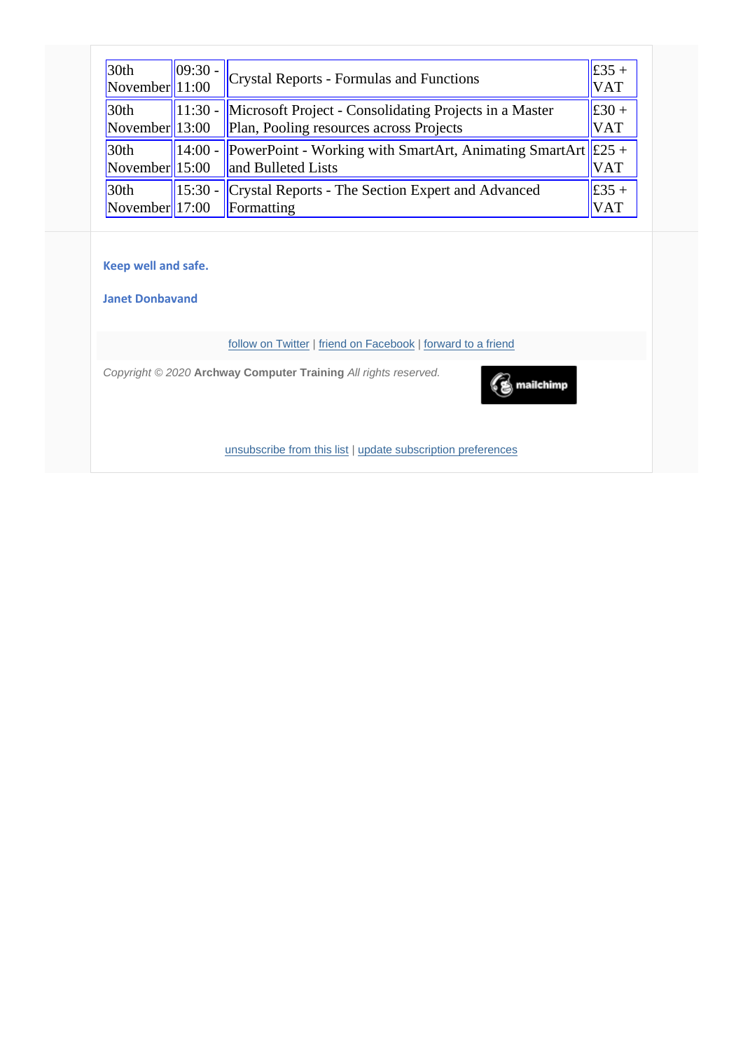| | | | |
|---|---|---|---|
| 30th November | 09:30 - 11:00 | Crystal Reports - Formulas and Functions | £35 + VAT |
| 30th November | 11:30 - 13:00 | Microsoft Project - Consolidating Projects in a Master Plan, Pooling resources across Projects | £30 + VAT |
| 30th November | 14:00 - 15:00 | PowerPoint - Working with SmartArt, Animating SmartArt and Bulleted Lists | £25 + VAT |
| 30th November | 15:30 - 17:00 | Crystal Reports - The Section Expert and Advanced Formatting | £35 + VAT |

**Keep well and safe.**

**Janet Donbavand**

follow on Twitter | friend on Facebook | forward to a friend

*Copyright © 2020* **Archway Computer Training** *All rights reserved.*

mailchimp

unsubscribe from this list | update subscription preferences